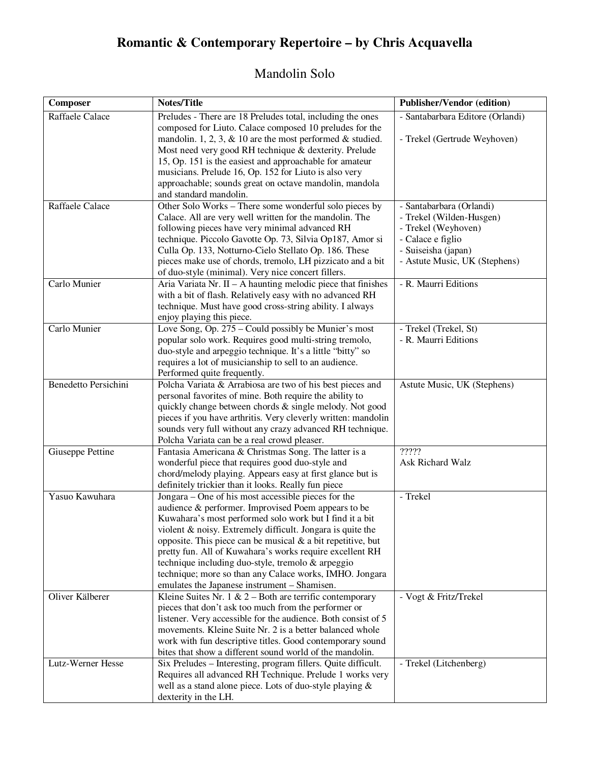# Romantic & Contemporary Repertoire – by Chris Acquavella

## Mandolin Solo

| Composer | Notes/Title | Publisher/Vendor (edition) |
|---|---|---|
| Raffaele Calace | Preludes - There are 18 Preludes total, including the ones composed for Liuto. Calace composed 10 preludes for the mandolin. 1, 2, 3, & 10 are the most performed & studied. Most need very good RH technique & dexterity. Prelude 15, Op. 151 is the easiest and approachable for amateur musicians. Prelude 16, Op. 152 for Liuto is also very approachable; sounds great on octave mandolin, mandola and standard mandolin. | - Santabarbara Editore (Orlandi)<br><br>- Trekel (Gertrude Weyhoven) |
| Raffaele Calace | Other Solo Works – There some wonderful solo pieces by Calace. All are very well written for the mandolin. The following pieces have very minimal advanced RH technique. Piccolo Gavotte Op. 73, Silvia Op187, Amor si Culla Op. 133, Notturno-Cielo Stellato Op. 186. These pieces make use of chords, tremolo, LH pizzicato and a bit of duo-style (minimal). Very nice concert fillers. | - Santabarbara (Orlandi)<br>- Trekel (Wilden-Husgen)<br>- Trekel (Weyhoven)<br>- Calace e figlio<br>- Suiseisha (japan)<br>- Astute Music, UK (Stephens) |
| Carlo Munier | Aria Variata Nr. II – A haunting melodic piece that finishes with a bit of flash. Relatively easy with no advanced RH technique. Must have good cross-string ability. I always enjoy playing this piece. | - R. Maurri Editions |
| Carlo Munier | Love Song, Op. 275 – Could possibly be Munier's most popular solo work. Requires good multi-string tremolo, duo-style and arpeggio technique. It's a little "bitty" so requires a lot of musicianship to sell to an audience. Performed quite frequently. | - Trekel (Trekel, St)<br>- R. Maurri Editions |
| Benedetto Persichini | Polcha Variata & Arrabiosa are two of his best pieces and personal favorites of mine. Both require the ability to quickly change between chords & single melody. Not good pieces if you have arthritis. Very cleverly written: mandolin sounds very full without any crazy advanced RH technique. Polcha Variata can be a real crowd pleaser. | Astute Music, UK (Stephens) |
| Giuseppe Pettine | Fantasia Americana & Christmas Song. The latter is a wonderful piece that requires good duo-style and chord/melody playing. Appears easy at first glance but is definitely trickier than it looks. Really fun piece | ?????<br>Ask Richard Walz |
| Yasuo Kawuhara | Jongara – One of his most accessible pieces for the audience & performer. Improvised Poem appears to be Kuwahara's most performed solo work but I find it a bit violent & noisy. Extremely difficult. Jongara is quite the opposite. This piece can be musical & a bit repetitive, but pretty fun. All of Kuwahara's works require excellent RH technique including duo-style, tremolo & arpeggio technique; more so than any Calace works, IMHO. Jongara emulates the Japanese instrument – Shamisen. | - Trekel |
| Oliver Kälberer | Kleine Suites Nr. 1 & 2 – Both are terrific contemporary pieces that don't ask too much from the performer or listener. Very accessible for the audience. Both consist of 5 movements. Kleine Suite Nr. 2 is a better balanced whole work with fun descriptive titles. Good contemporary sound bites that show a different sound world of the mandolin. | - Vogt & Fritz/Trekel |
| Lutz-Werner Hesse | Six Preludes – Interesting, program fillers. Quite difficult. Requires all advanced RH Technique. Prelude 1 works very well as a stand alone piece. Lots of duo-style playing & dexterity in the LH. | - Trekel (Litchenberg) |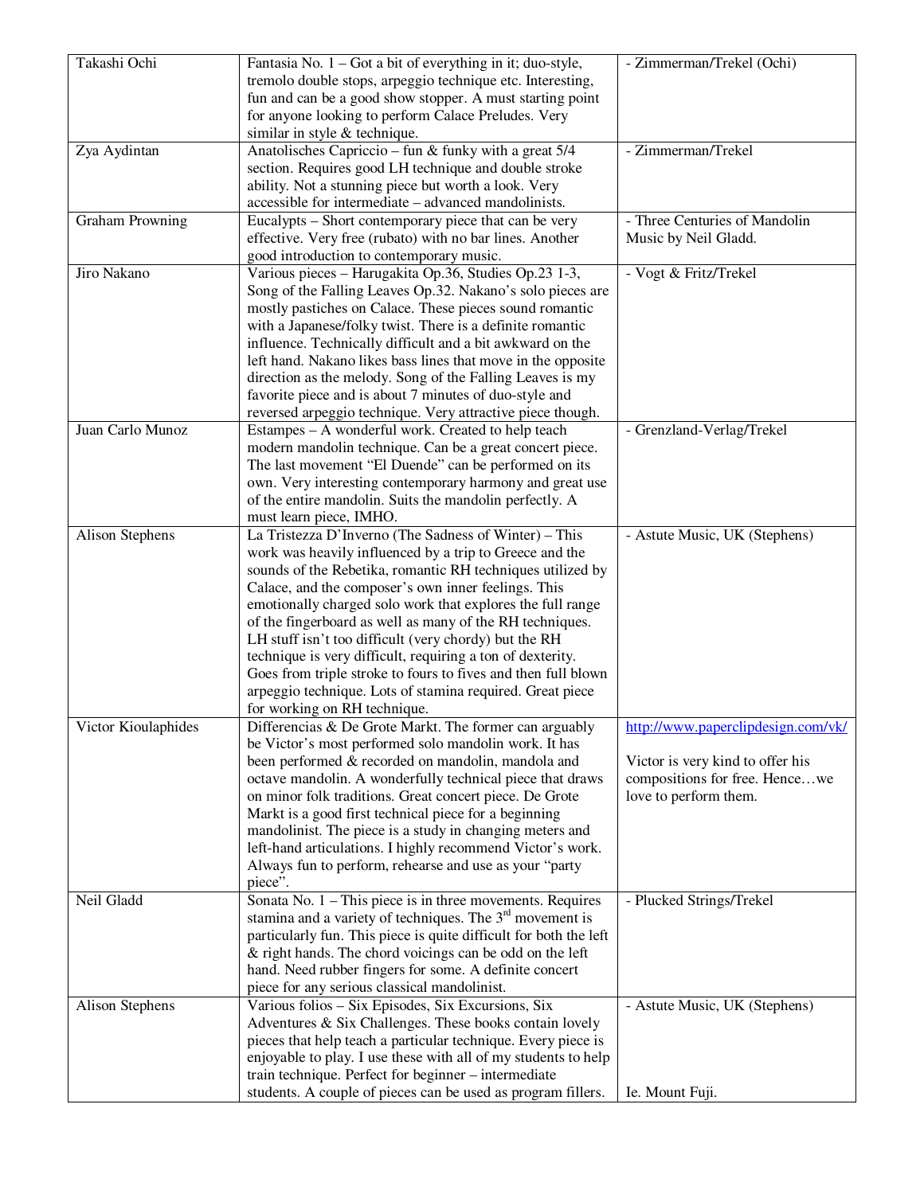| Takashi Ochi | Fantasia No. 1 – Got a bit of everything in it; duo-style, tremolo double stops, arpeggio technique etc. Interesting, fun and can be a good show stopper. A must starting point for anyone looking to perform Calace Preludes. Very similar in style & technique. | - Zimmerman/Trekel (Ochi) |
|---|---|---|
| Zya Aydintan | Anatolisches Capriccio – fun & funky with a great 5/4 section. Requires good LH technique and double stroke ability. Not a stunning piece but worth a look. Very accessible for intermediate – advanced mandolinists. | - Zimmerman/Trekel |
| Graham Prowning | Eucalypts – Short contemporary piece that can be very effective. Very free (rubato) with no bar lines. Another good introduction to contemporary music. | - Three Centuries of Mandolin Music by Neil Gladd. |
| Jiro Nakano | Various pieces – Harugakita Op.36, Studies Op.23 1-3, Song of the Falling Leaves Op.32. Nakano's solo pieces are mostly pastiches on Calace. These pieces sound romantic with a Japanese/folky twist. There is a definite romantic influence. Technically difficult and a bit awkward on the left hand. Nakano likes bass lines that move in the opposite direction as the melody. Song of the Falling Leaves is my favorite piece and is about 7 minutes of duo-style and reversed arpeggio technique. Very attractive piece though. | - Vogt & Fritz/Trekel |
| Juan Carlo Munoz | Estampes – A wonderful work. Created to help teach modern mandolin technique. Can be a great concert piece. The last movement "El Duende" can be performed on its own. Very interesting contemporary harmony and great use of the entire mandolin. Suits the mandolin perfectly. A must learn piece, IMHO. | - Grenzland-Verlag/Trekel |
| Alison Stephens | La Tristezza D'Inverno (The Sadness of Winter) – This work was heavily influenced by a trip to Greece and the sounds of the Rebetika, romantic RH techniques utilized by Calace, and the composer's own inner feelings. This emotionally charged solo work that explores the full range of the fingerboard as well as many of the RH techniques. LH stuff isn't too difficult (very chordy) but the RH technique is very difficult, requiring a ton of dexterity. Goes from triple stroke to fours to fives and then full blown arpeggio technique. Lots of stamina required. Great piece for working on RH technique. | - Astute Music, UK (Stephens) |
| Victor Kioulaphides | Differencias & De Grote Markt. The former can arguably be Victor's most performed solo mandolin work. It has been performed & recorded on mandolin, mandola and octave mandolin. A wonderfully technical piece that draws on minor folk traditions. Great concert piece. De Grote Markt is a good first technical piece for a beginning mandolinist. The piece is a study in changing meters and left-hand articulations. I highly recommend Victor's work. Always fun to perform, rehearse and use as your "party piece". | http://www.paperclipdesign.com/vk/<br><br>Victor is very kind to offer his compositions for free. Hence…we love to perform them. |
| Neil Gladd | Sonata No. 1 – This piece is in three movements. Requires stamina and a variety of techniques. The 3rd movement is particularly fun. This piece is quite difficult for both the left & right hands. The chord voicings can be odd on the left hand. Need rubber fingers for some. A definite concert piece for any serious classical mandolinist. | - Plucked Strings/Trekel |
| Alison Stephens | Various folios – Six Episodes, Six Excursions, Six Adventures & Six Challenges. These books contain lovely pieces that help teach a particular technique. Every piece is enjoyable to play. I use these with all of my students to help train technique. Perfect for beginner – intermediate students. A couple of pieces can be used as program fillers. | - Astute Music, UK (Stephens)<br><br>Ie. Mount Fuji. |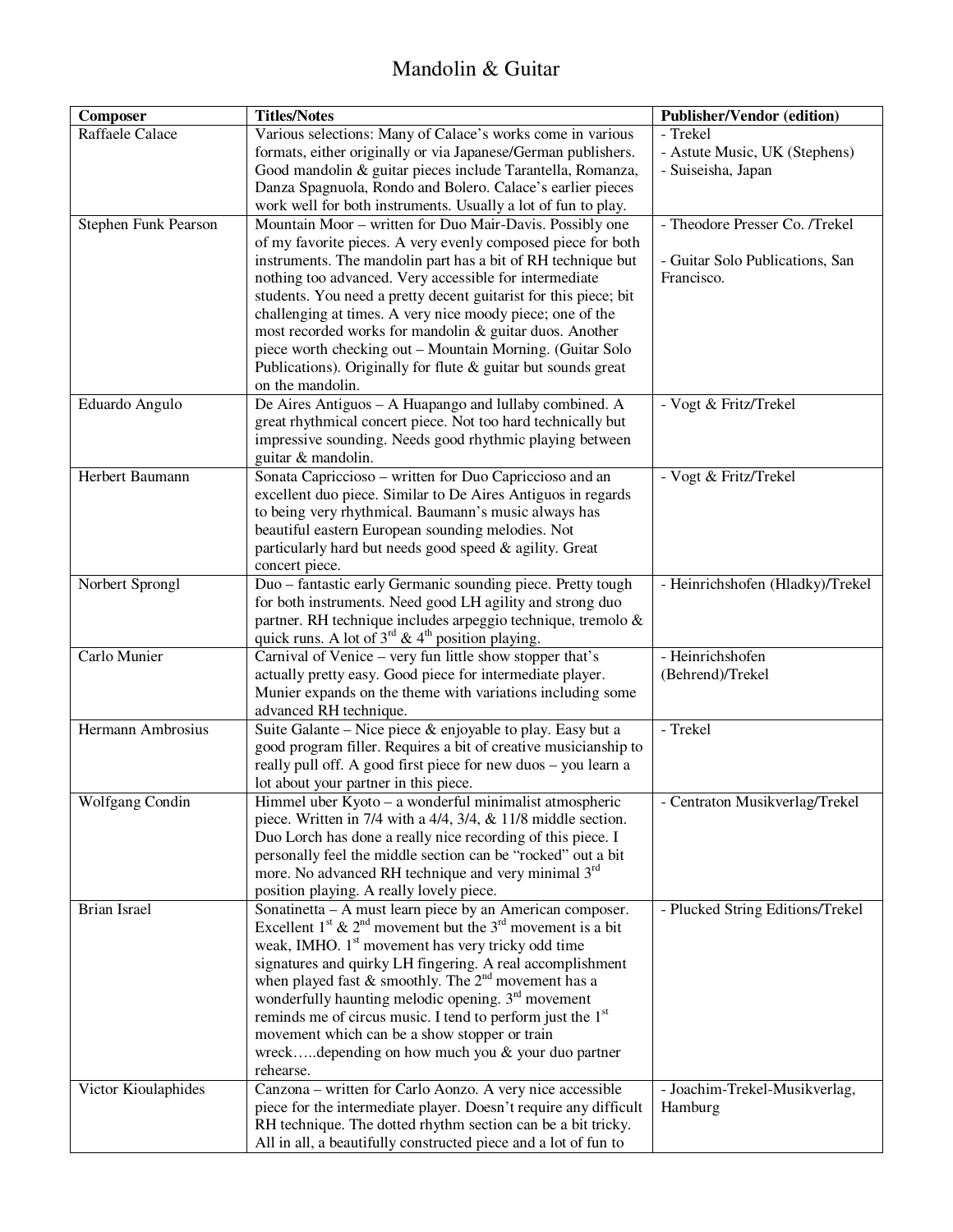# Mandolin & Guitar

| Composer | Titles/Notes | Publisher/Vendor (edition) |
|---|---|---|
| Raffaele Calace | Various selections: Many of Calace's works come in various formats, either originally or via Japanese/German publishers. Good mandolin & guitar pieces include Tarantella, Romanza, Danza Spagnuola, Rondo and Bolero. Calace's earlier pieces work well for both instruments. Usually a lot of fun to play. | - Trekel<br>- Astute Music, UK (Stephens)<br>- Suiseisha, Japan |
| Stephen Funk Pearson | Mountain Moor – written for Duo Mair-Davis. Possibly one of my favorite pieces. A very evenly composed piece for both instruments. The mandolin part has a bit of RH technique but nothing too advanced. Very accessible for intermediate students. You need a pretty decent guitarist for this piece; bit challenging at times. A very nice moody piece; one of the most recorded works for mandolin & guitar duos. Another piece worth checking out – Mountain Morning. (Guitar Solo Publications). Originally for flute & guitar but sounds great on the mandolin. | - Theodore Presser Co. /Trekel<br><br>- Guitar Solo Publications, San Francisco. |
| Eduardo Angulo | De Aires Antiguos – A Huapango and lullaby combined. A great rhythmical concert piece. Not too hard technically but impressive sounding. Needs good rhythmic playing between guitar & mandolin. | - Vogt & Fritz/Trekel |
| Herbert Baumann | Sonata Capriccioso – written for Duo Capriccioso and an excellent duo piece. Similar to De Aires Antiguos in regards to being very rhythmical. Baumann's music always has beautiful eastern European sounding melodies. Not particularly hard but needs good speed & agility. Great concert piece. | - Vogt & Fritz/Trekel |
| Norbert Sprongl | Duo – fantastic early Germanic sounding piece. Pretty tough for both instruments. Need good LH agility and strong duo partner. RH technique includes arpeggio technique, tremolo & quick runs. A lot of 3rd & 4th position playing. | - Heinrichshofen (Hladky)/Trekel |
| Carlo Munier | Carnival of Venice – very fun little show stopper that's actually pretty easy. Good piece for intermediate player. Munier expands on the theme with variations including some advanced RH technique. | - Heinrichshofen (Behrend)/Trekel |
| Hermann Ambrosius | Suite Galante – Nice piece & enjoyable to play. Easy but a good program filler. Requires a bit of creative musicianship to really pull off. A good first piece for new duos – you learn a lot about your partner in this piece. | - Trekel |
| Wolfgang Condin | Himmel uber Kyoto – a wonderful minimalist atmospheric piece. Written in 7/4 with a 4/4, 3/4, & 11/8 middle section. Duo Lorch has done a really nice recording of this piece. I personally feel the middle section can be "rocked" out a bit more. No advanced RH technique and very minimal 3rd position playing. A really lovely piece. | - Centraton Musikverlag/Trekel |
| Brian Israel | Sonatinetta – A must learn piece by an American composer. Excellent 1st & 2nd movement but the 3rd movement is a bit weak, IMHO. 1st movement has very tricky odd time signatures and quirky LH fingering. A real accomplishment when played fast & smoothly. The 2nd movement has a wonderfully haunting melodic opening. 3rd movement reminds me of circus music. I tend to perform just the 1st movement which can be a show stopper or train wreck…..depending on how much you & your duo partner rehearse. | - Plucked String Editions/Trekel |
| Victor Kioulaphides | Canzona – written for Carlo Aonzo. A very nice accessible piece for the intermediate player. Doesn't require any difficult RH technique. The dotted rhythm section can be a bit tricky. All in all, a beautifully constructed piece and a lot of fun to | - Joachim-Trekel-Musikverlag, Hamburg |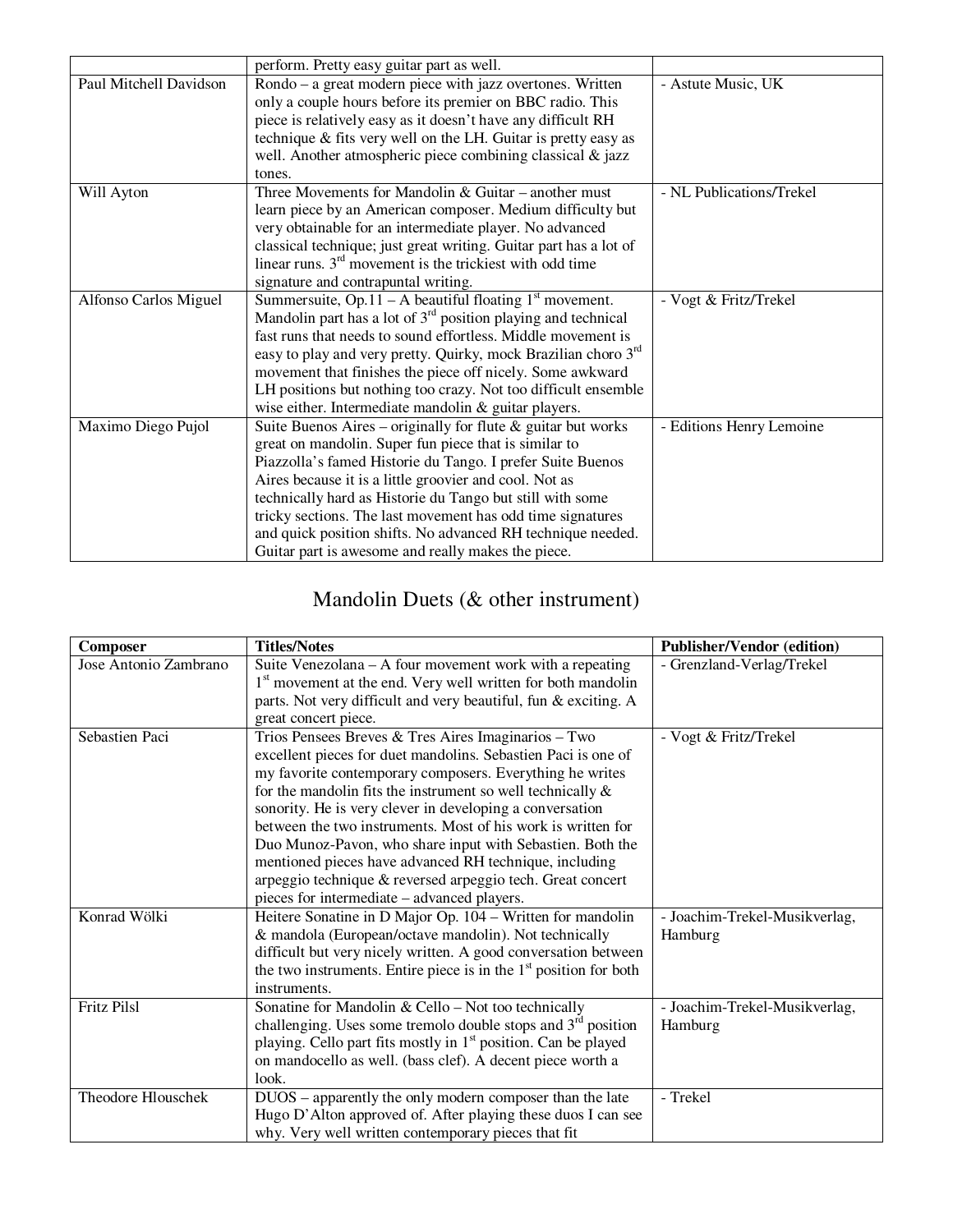|  |  |  |
| --- | --- | --- |
|  | perform. Pretty easy guitar part as well. |  |
| Paul Mitchell Davidson | Rondo – a great modern piece with jazz overtones. Written only a couple hours before its premier on BBC radio. This piece is relatively easy as it doesn't have any difficult RH technique & fits very well on the LH. Guitar is pretty easy as well. Another atmospheric piece combining classical & jazz tones. | - Astute Music, UK |
| Will Ayton | Three Movements for Mandolin & Guitar – another must learn piece by an American composer. Medium difficulty but very obtainable for an intermediate player. No advanced classical technique; just great writing. Guitar part has a lot of linear runs. 3rd movement is the trickiest with odd time signature and contrapuntal writing. | - NL Publications/Trekel |
| Alfonso Carlos Miguel | Summersuite, Op.11 – A beautiful floating 1st movement. Mandolin part has a lot of 3rd position playing and technical fast runs that needs to sound effortless. Middle movement is easy to play and very pretty. Quirky, mock Brazilian choro 3rd movement that finishes the piece off nicely. Some awkward LH positions but nothing too crazy. Not too difficult ensemble wise either. Intermediate mandolin & guitar players. | - Vogt & Fritz/Trekel |
| Maximo Diego Pujol | Suite Buenos Aires – originally for flute & guitar but works great on mandolin. Super fun piece that is similar to Piazzolla's famed Historie du Tango. I prefer Suite Buenos Aires because it is a little groovier and cool. Not as technically hard as Historie du Tango but still with some tricky sections. The last movement has odd time signatures and quick position shifts. No advanced RH technique needed. Guitar part is awesome and really makes the piece. | - Editions Henry Lemoine |

## Mandolin Duets (& other instrument)

| Composer | Titles/Notes | Publisher/Vendor (edition) |
| --- | --- | --- |
| Jose Antonio Zambrano | Suite Venezolana – A four movement work with a repeating 1st movement at the end. Very well written for both mandolin parts. Not very difficult and very beautiful, fun & exciting. A great concert piece. | - Grenzland-Verlag/Trekel |
| Sebastien Paci | Trios Pensees Breves & Tres Aires Imaginarios – Two excellent pieces for duet mandolins. Sebastien Paci is one of my favorite contemporary composers. Everything he writes for the mandolin fits the instrument so well technically & sonority. He is very clever in developing a conversation between the two instruments. Most of his work is written for Duo Munoz-Pavon, who share input with Sebastien. Both the mentioned pieces have advanced RH technique, including arpeggio technique & reversed arpeggio tech. Great concert pieces for intermediate – advanced players. | - Vogt & Fritz/Trekel |
| Konrad Wölki | Heitere Sonatine in D Major Op. 104 – Written for mandolin & mandola (European/octave mandolin). Not technically difficult but very nicely written. A good conversation between the two instruments. Entire piece is in the 1st position for both instruments. | - Joachim-Trekel-Musikverlag, Hamburg |
| Fritz Pilsl | Sonatine for Mandolin & Cello – Not too technically challenging. Uses some tremolo double stops and 3rd position playing. Cello part fits mostly in 1st position. Can be played on mandocello as well. (bass clef). A decent piece worth a look. | - Joachim-Trekel-Musikverlag, Hamburg |
| Theodore Hlouschek | DUOS – apparently the only modern composer than the late Hugo D'Alton approved of. After playing these duos I can see why. Very well written contemporary pieces that fit | - Trekel |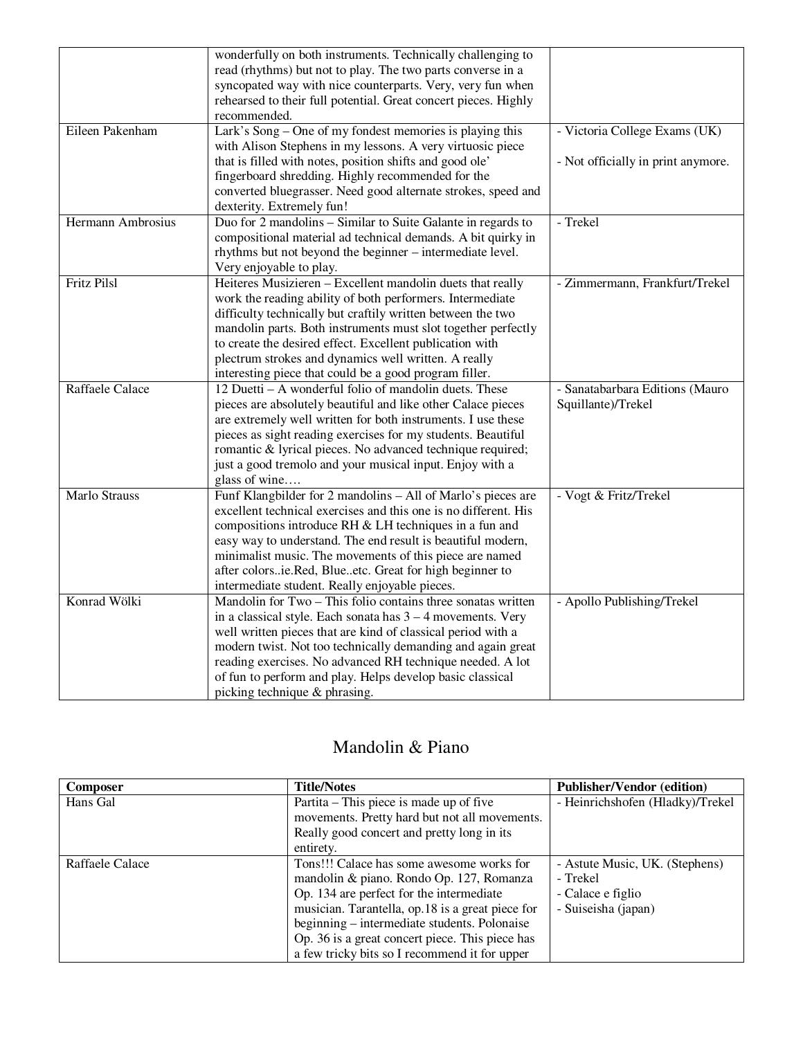| | | |
|---|---|---|
| | wonderfully on both instruments. Technically challenging to read (rhythms) but not to play. The two parts converse in a syncopated way with nice counterparts. Very, very fun when rehearsed to their full potential. Great concert pieces. Highly recommended. | |
| Eileen Pakenham | Lark's Song – One of my fondest memories is playing this with Alison Stephens in my lessons. A very virtuosic piece that is filled with notes, position shifts and good ole' fingerboard shredding. Highly recommended for the converted bluegrasser. Need good alternate strokes, speed and dexterity. Extremely fun! | - Victoria College Exams (UK)<br><br>- Not officially in print anymore. |
| Hermann Ambrosius | Duo for 2 mandolins – Similar to Suite Galante in regards to compositional material ad technical demands. A bit quirky in rhythms but not beyond the beginner – intermediate level. Very enjoyable to play. | - Trekel |
| Fritz Pilsl | Heiteres Musizieren – Excellent mandolin duets that really work the reading ability of both performers. Intermediate difficulty technically but craftily written between the two mandolin parts. Both instruments must slot together perfectly to create the desired effect. Excellent publication with plectrum strokes and dynamics well written. A really interesting piece that could be a good program filler. | - Zimmermann, Frankfurt/Trekel |
| Raffaele Calace | 12 Duetti – A wonderful folio of mandolin duets. These pieces are absolutely beautiful and like other Calace pieces are extremely well written for both instruments. I use these pieces as sight reading exercises for my students. Beautiful romantic & lyrical pieces. No advanced technique required; just a good tremolo and your musical input. Enjoy with a glass of wine…. | - Sanatabarbara Editions (Mauro Squillante)/Trekel |
| Marlo Strauss | Funf Klangbilder for 2 mandolins – All of Marlo's pieces are excellent technical exercises and this one is no different. His compositions introduce RH & LH techniques in a fun and easy way to understand. The end result is beautiful modern, minimalist music. The movements of this piece are named after colors..ie.Red, Blue..etc. Great for high beginner to intermediate student. Really enjoyable pieces. | - Vogt & Fritz/Trekel |
| Konrad Wölki | Mandolin for Two – This folio contains three sonatas written in a classical style. Each sonata has 3 – 4 movements. Very well written pieces that are kind of classical period with a modern twist. Not too technically demanding and again great reading exercises. No advanced RH technique needed. A lot of fun to perform and play. Helps develop basic classical picking technique & phrasing. | - Apollo Publishing/Trekel |

## Mandolin & Piano

| Composer | Title/Notes | Publisher/Vendor (edition) |
|---|---|---|
| Hans Gal | Partita – This piece is made up of five movements. Pretty hard but not all movements. Really good concert and pretty long in its entirety. | - Heinrichshofen (Hladky)/Trekel |
| Raffaele Calace | Tons!!! Calace has some awesome works for mandolin & piano. Rondo Op. 127, Romanza Op. 134 are perfect for the intermediate musician. Tarantella, op.18 is a great piece for beginning – intermediate students. Polonaise Op. 36 is a great concert piece. This piece has a few tricky bits so I recommend it for upper | - Astute Music, UK. (Stephens)<br>- Trekel<br>- Calace e figlio<br>- Suiseisha (japan) |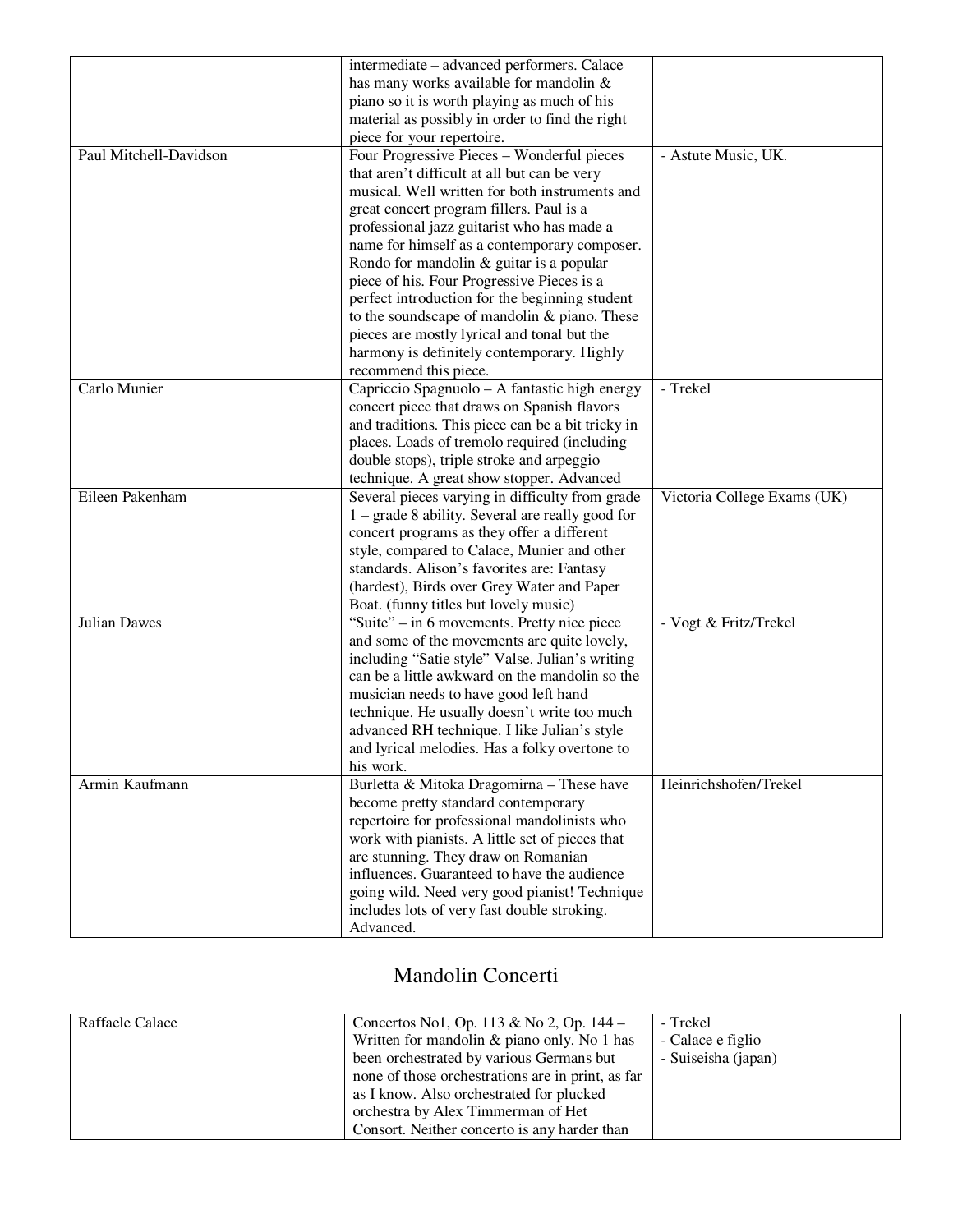| | | |
|---|---|---|
| | intermediate – advanced performers. Calace has many works available for mandolin & piano so it is worth playing as much of his material as possibly in order to find the right piece for your repertoire. | |
| Paul Mitchell-Davidson | Four Progressive Pieces – Wonderful pieces that aren't difficult at all but can be very musical. Well written for both instruments and great concert program fillers. Paul is a professional jazz guitarist who has made a name for himself as a contemporary composer. Rondo for mandolin & guitar is a popular piece of his. Four Progressive Pieces is a perfect introduction for the beginning student to the soundscape of mandolin & piano. These pieces are mostly lyrical and tonal but the harmony is definitely contemporary. Highly recommend this piece. | - Astute Music, UK. |
| Carlo Munier | Capriccio Spagnuolo – A fantastic high energy concert piece that draws on Spanish flavors and traditions. This piece can be a bit tricky in places. Loads of tremolo required (including double stops), triple stroke and arpeggio technique. A great show stopper. Advanced | - Trekel |
| Eileen Pakenham | Several pieces varying in difficulty from grade 1 – grade 8 ability. Several are really good for concert programs as they offer a different style, compared to Calace, Munier and other standards. Alison's favorites are: Fantasy (hardest), Birds over Grey Water and Paper Boat. (funny titles but lovely music) | Victoria College Exams (UK) |
| Julian Dawes | "Suite" – in 6 movements. Pretty nice piece and some of the movements are quite lovely, including "Satie style" Valse. Julian's writing can be a little awkward on the mandolin so the musician needs to have good left hand technique. He usually doesn't write too much advanced RH technique. I like Julian's style and lyrical melodies. Has a folky overtone to his work. | - Vogt & Fritz/Trekel |
| Armin Kaufmann | Burletta & Mitoka Dragomirna – These have become pretty standard contemporary repertoire for professional mandolinists who work with pianists. A little set of pieces that are stunning. They draw on Romanian influences. Guaranteed to have the audience going wild. Need very good pianist! Technique includes lots of very fast double stroking. Advanced. | Heinrichshofen/Trekel |

## Mandolin Concerti

| | | |
|---|---|---|
| Raffaele Calace | Concertos No1, Op. 113 & No 2, Op. 144 – Written for mandolin & piano only. No 1 has been orchestrated by various Germans but none of those orchestrations are in print, as far as I know. Also orchestrated for plucked orchestra by Alex Timmerman of Het Consort. Neither concerto is any harder than | - Trekel<br>- Calace e figlio<br>- Suiseisha (japan) |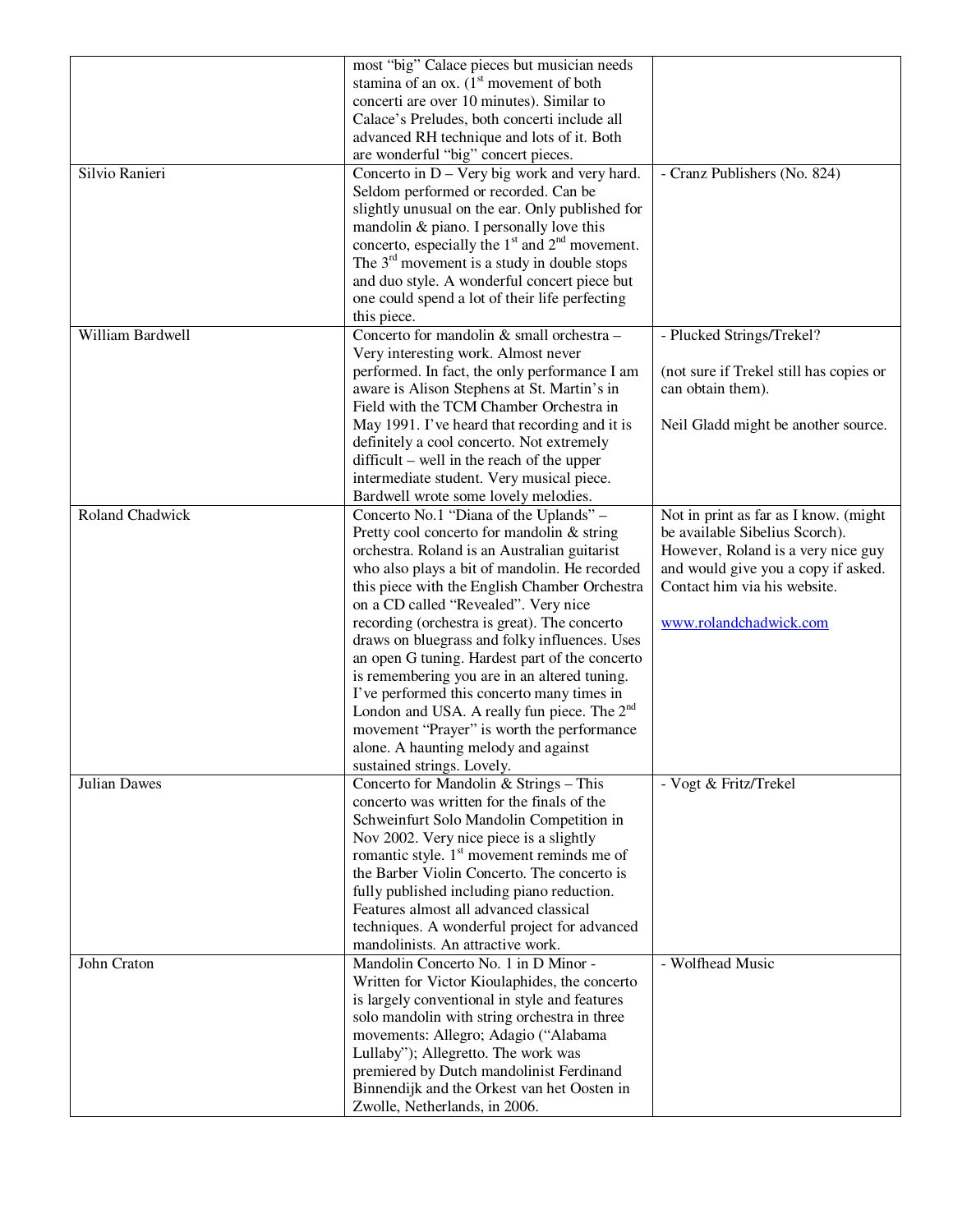| | | |
|---|---|---|
| | most "big" Calace pieces but musician needs stamina of an ox. (1st movement of both concerti are over 10 minutes). Similar to Calace's Preludes, both concerti include all advanced RH technique and lots of it. Both are wonderful "big" concert pieces. | |
| Silvio Ranieri | Concerto in D – Very big work and very hard. Seldom performed or recorded. Can be slightly unusual on the ear. Only published for mandolin & piano. I personally love this concerto, especially the 1st and 2nd movement. The 3rd movement is a study in double stops and duo style. A wonderful concert piece but one could spend a lot of their life perfecting this piece. | - Cranz Publishers (No. 824) |
| William Bardwell | Concerto for mandolin & small orchestra – Very interesting work. Almost never performed. In fact, the only performance I am aware is Alison Stephens at St. Martin's in Field with the TCM Chamber Orchestra in May 1991. I've heard that recording and it is definitely a cool concerto. Not extremely difficult – well in the reach of the upper intermediate student. Very musical piece. Bardwell wrote some lovely melodies. | - Plucked Strings/Trekel?<br><br>(not sure if Trekel still has copies or can obtain them).<br><br>Neil Gladd might be another source. |
| Roland Chadwick | Concerto No.1 "Diana of the Uplands" – Pretty cool concerto for mandolin & string orchestra. Roland is an Australian guitarist who also plays a bit of mandolin. He recorded this piece with the English Chamber Orchestra on a CD called "Revealed". Very nice recording (orchestra is great). The concerto draws on bluegrass and folky influences. Uses an open G tuning. Hardest part of the concerto is remembering you are in an altered tuning. I've performed this concerto many times in London and USA. A really fun piece. The 2nd movement "Prayer" is worth the performance alone. A haunting melody and against sustained strings. Lovely. | Not in print as far as I know. (might be available Sibelius Scorch). However, Roland is a very nice guy and would give you a copy if asked. Contact him via his website.<br><br>www.rolandchadwick.com |
| Julian Dawes | Concerto for Mandolin & Strings – This concerto was written for the finals of the Schweinfurt Solo Mandolin Competition in Nov 2002. Very nice piece is a slightly romantic style. 1st movement reminds me of the Barber Violin Concerto. The concerto is fully published including piano reduction. Features almost all advanced classical techniques. A wonderful project for advanced mandolinists. An attractive work. | - Vogt & Fritz/Trekel |
| John Craton | Mandolin Concerto No. 1 in D Minor - Written for Victor Kioulaphides, the concerto is largely conventional in style and features solo mandolin with string orchestra in three movements: Allegro; Adagio ("Alabama Lullaby"); Allegretto. The work was premiered by Dutch mandolinist Ferdinand Binnendijk and the Orkest van het Oosten in Zwolle, Netherlands, in 2006. | - Wolfhead Music |